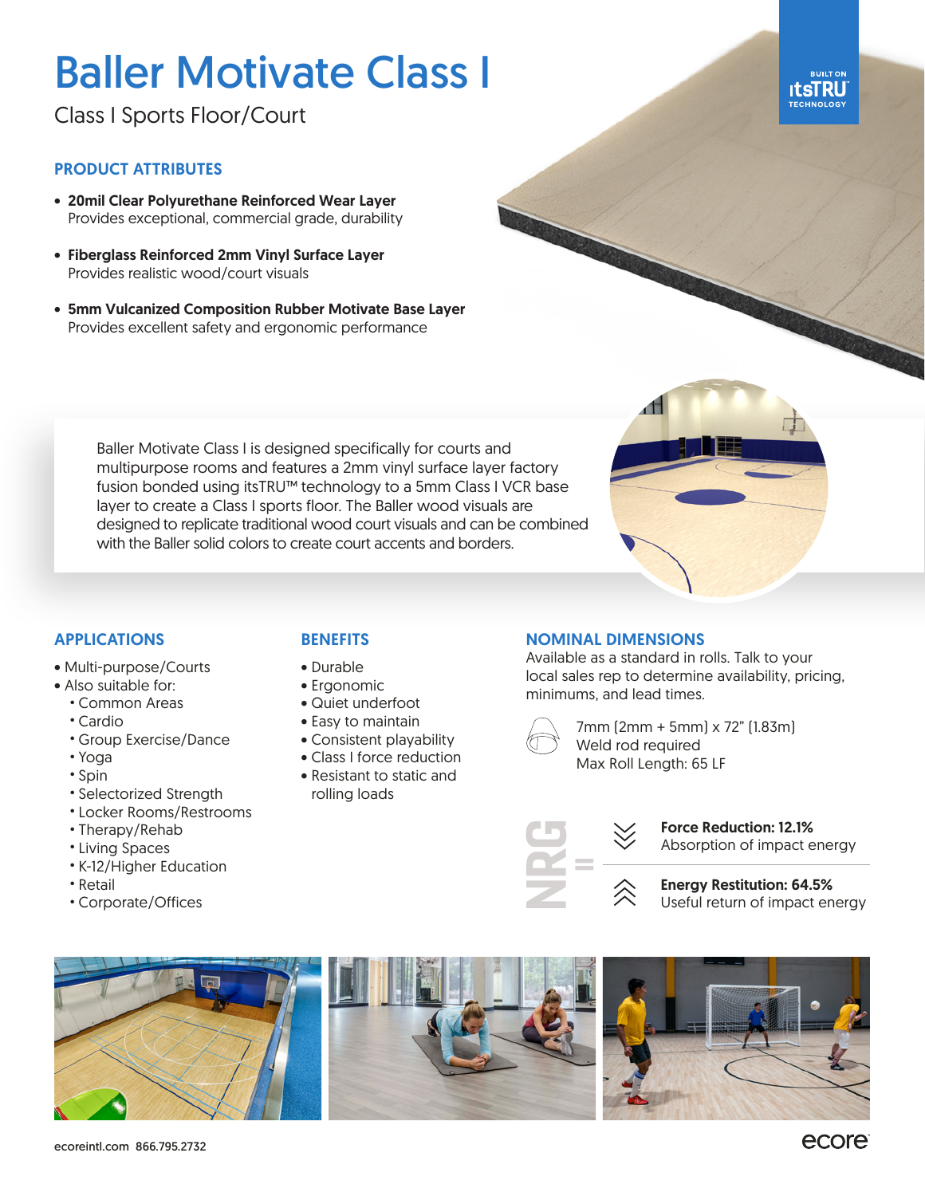# Baller Motivate Class I

Class I Sports Floor/Court

BUILT ON itsTRU™ TECHNOLOGY

## PRODUCT ATTRIBUTES

- **20mil Clear Polyurethane Reinforced Wear Layer**
  Provides exceptional, commercial grade, durability
- **Fiberglass Reinforced 2mm Vinyl Surface Layer**
  Provides realistic wood/court visuals
- **5mm Vulcanized Composition Rubber Motivate Base Layer**
  Provides excellent safety and ergonomic performance

Baller Motivate Class I is designed specifically for courts and multipurpose rooms and features a 2mm vinyl surface layer factory fusion bonded using itsTRU™ technology to a 5mm Class I VCR base layer to create a Class I sports floor. The Baller wood visuals are designed to replicate traditional wood court visuals and can be combined with the Baller solid colors to create court accents and borders.

## APPLICATIONS

- Multi-purpose/Courts
- Also suitable for:
  - Common Areas
  - Cardio
  - Group Exercise/Dance
  - Yoga
  - Spin
  - Selectorized Strength
  - Locker Rooms/Restrooms
  - Therapy/Rehab
  - Living Spaces
  - K-12/Higher Education
  - Retail
  - Corporate/Offices

## BENEFITS

- Durable
- Ergonomic
- Quiet underfoot
- Easy to maintain
- Consistent playability
- Class I force reduction
- Resistant to static and rolling loads

## NOMINAL DIMENSIONS

Available as a standard in rolls. Talk to your local sales rep to determine availability, pricing, minimums, and lead times.

7mm (2mm + 5mm) x 72" (1.83m)
Weld rod required
Max Roll Length: 65 LF

NRG =

**Force Reduction: 12.1%**
Absorption of impact energy

**Energy Restitution: 64.5%**
Useful return of impact energy

ecoreintl.com 866.795.2732

ecore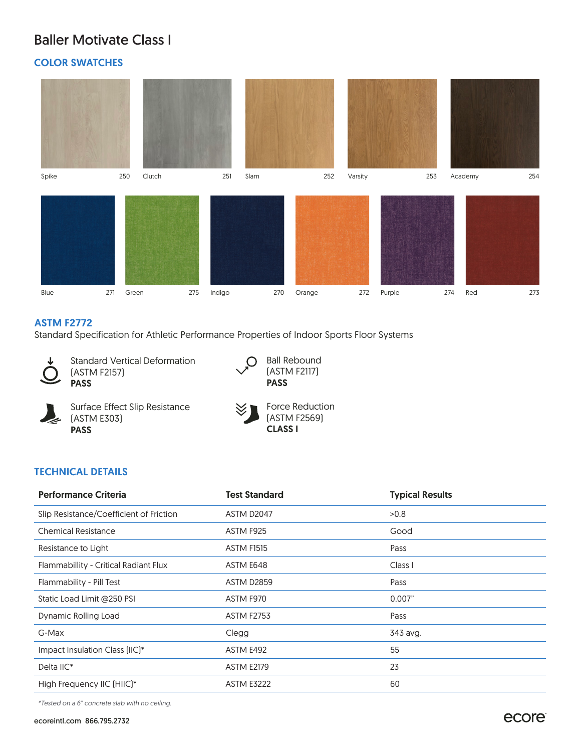# Baller Motivate Class I

## COLOR SWATCHES

Spike 250

Clutch 251

Slam 252

Varsity 253

Academy 254

Blue 271

Green 275

Indigo 270

Orange 272

Purple 274

Red 273

## ASTM F2772

Standard Specification for Athletic Performance Properties of Indoor Sports Floor Systems

Standard Vertical Deformation
[ASTM F2157]
**PASS**

Ball Rebound
[ASTM F2117]
**PASS**

Surface Effect Slip Resistance
[ASTM E303]
**PASS**

Force Reduction
[ASTM F2569]
**CLASS I**

## TECHNICAL DETAILS

| Performance Criteria | Test Standard | Typical Results |
|---|---|---|
| Slip Resistance/Coefficient of Friction | ASTM D2047 | >0.8 |
| Chemical Resistance | ASTM F925 | Good |
| Resistance to Light | ASTM F1515 | Pass |
| Flammabillity - Critical Radiant Flux | ASTM E648 | Class I |
| Flammability - Pill Test | ASTM D2859 | Pass |
| Static Load Limit @250 PSI | ASTM F970 | 0.007" |
| Dynamic Rolling Load | ASTM F2753 | Pass |
| G-Max | Clegg | 343 avg. |
| Impact Insulation Class (IIC)* | ASTM E492 | 55 |
| Delta IIC* | ASTM E2179 | 23 |
| High Frequency IIC (HIIC)* | ASTM E3222 | 60 |

*Tested on a 6" concrete slab with no ceiling.*

ecoreintl.com 866.795.2732

ecore